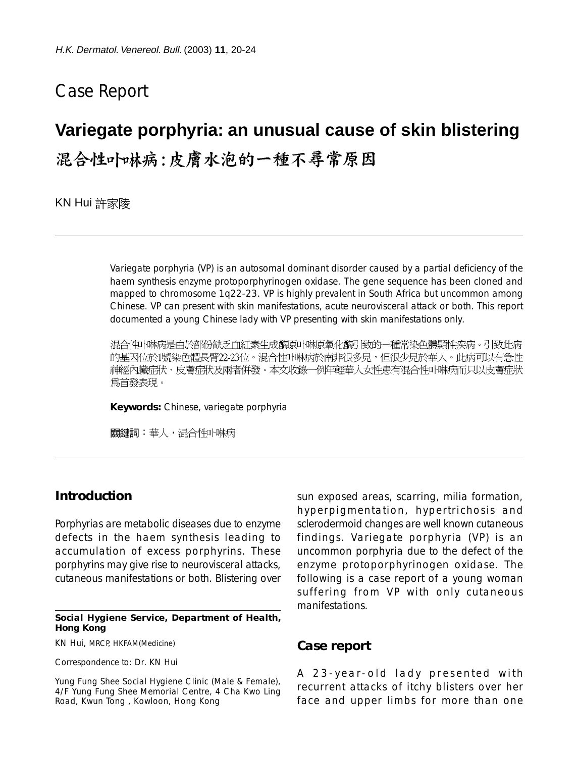# Case Report

## Variegate porphyria: an unusual cause of skin blistering

## 混合性卟啉病：皮膚水泡的一種不尋常原因

KN Hui 許家陵

Variegate porphyria (VP) is an autosomal dominant disorder caused by a partial deficiency of the haem synthesis enzyme protoporphyrinogen oxidase. The gene sequence has been cloned and mapped to chromosome 1q22-23. VP is highly prevalent in South Africa but uncommon among Chinese. VP can present with skin manifestations, acute neurovisceral attack or both. This report documented a young Chinese lady with VP presenting with skin manifestations only.

混合性卟啉病是由於部份缺乏血紅素生成酶原卟啉原氧化酶引致的一種常染色體顯性疾病。引致此病的基因位於1號染色體長臂22-23位。混合性卟啉病於南非很多見，但很少見於華人。此病可以有急性神經內臟症狀、皮膚症狀及兩者併發。本文收錄一例年輕華人女性患有混合性卟啉病而只以皮膚症狀為首發表現。

**Keywords:** Chinese, variegate porphyria

**關鍵詞：** 華人，混合性卟啉病

## Introduction

Porphyrias are metabolic diseases due to enzyme defects in the haem synthesis leading to accumulation of excess porphyrins. These porphyrins may give rise to neurovisceral attacks, cutaneous manifestations or both. Blistering over sun exposed areas, scarring, milia formation, hyperpigmentation, hypertrichosis and sclerodermoid changes are well known cutaneous findings. Variegate porphyria (VP) is an uncommon porphyria due to the defect of the enzyme protoporphyrinogen oxidase. The following is a case report of a young woman suffering from VP with only cutaneous manifestations.

## Case report

A 23-year-old lady presented with recurrent attacks of itchy blisters over her face and upper limbs for more than one

---

**Social Hygiene Service, Department of Health, Hong Kong**

KN Hui, MRCP, HKFAM(Medicine)

Correspondence to: Dr. KN Hui

Yung Fung Shee Social Hygiene Clinic (Male & Female), 4/F Yung Fung Shee Memorial Centre, 4 Cha Kwo Ling Road, Kwun Tong , Kowloon, Hong Kong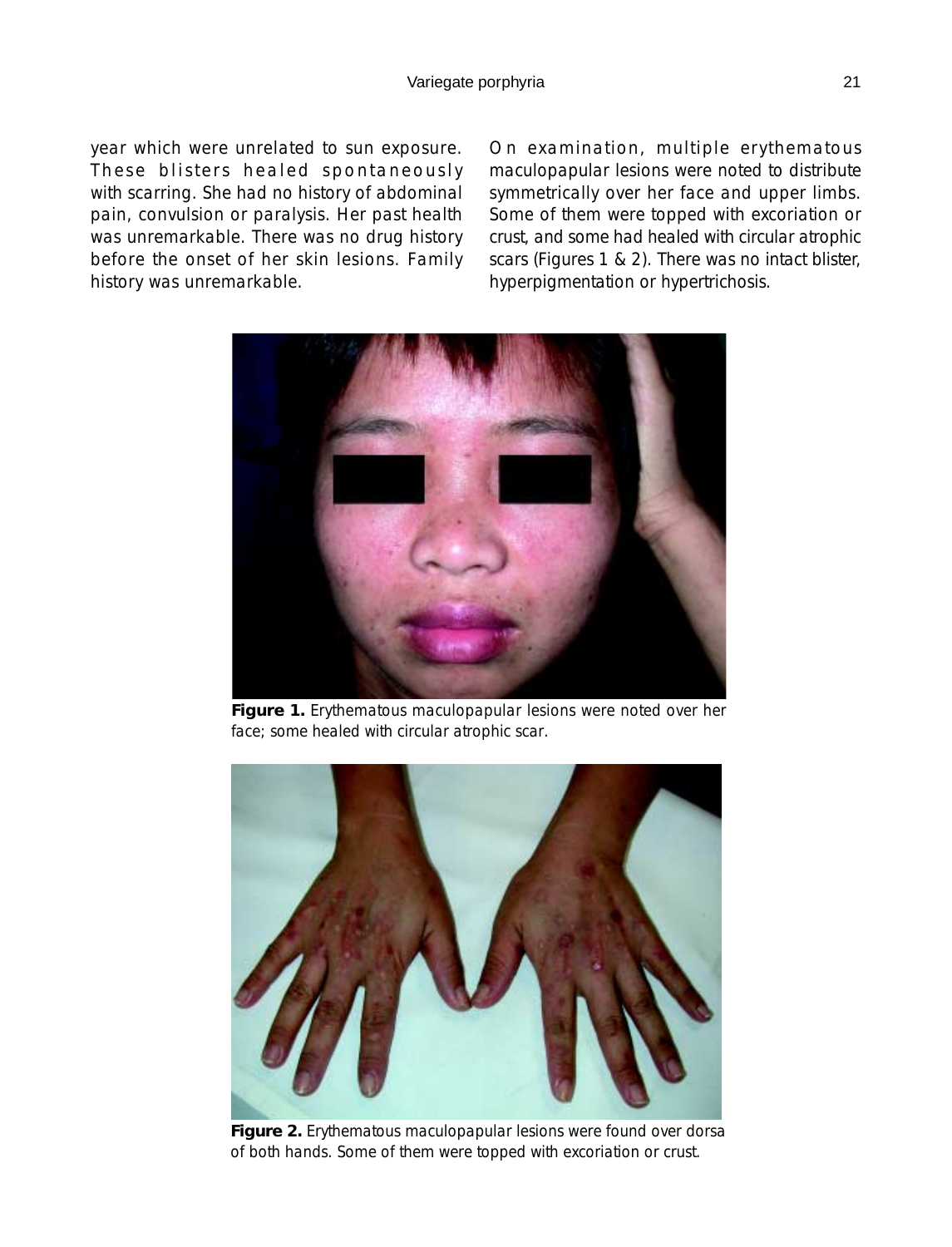year which were unrelated to sun exposure. These blisters healed spontaneously with scarring. She had no history of abdominal pain, convulsion or paralysis. Her past health was unremarkable. There was no drug history before the onset of her skin lesions. Family history was unremarkable.

On examination, multiple erythematous maculopapular lesions were noted to distribute symmetrically over her face and upper limbs. Some of them were topped with excoriation or crust, and some had healed with circular atrophic scars (Figures 1 & 2). There was no intact blister, hyperpigmentation or hypertrichosis.

**Figure 1.** Erythematous maculopapular lesions were noted over her face; some healed with circular atrophic scar.

**Figure 2.** Erythematous maculopapular lesions were found over dorsa of both hands. Some of them were topped with excoriation or crust.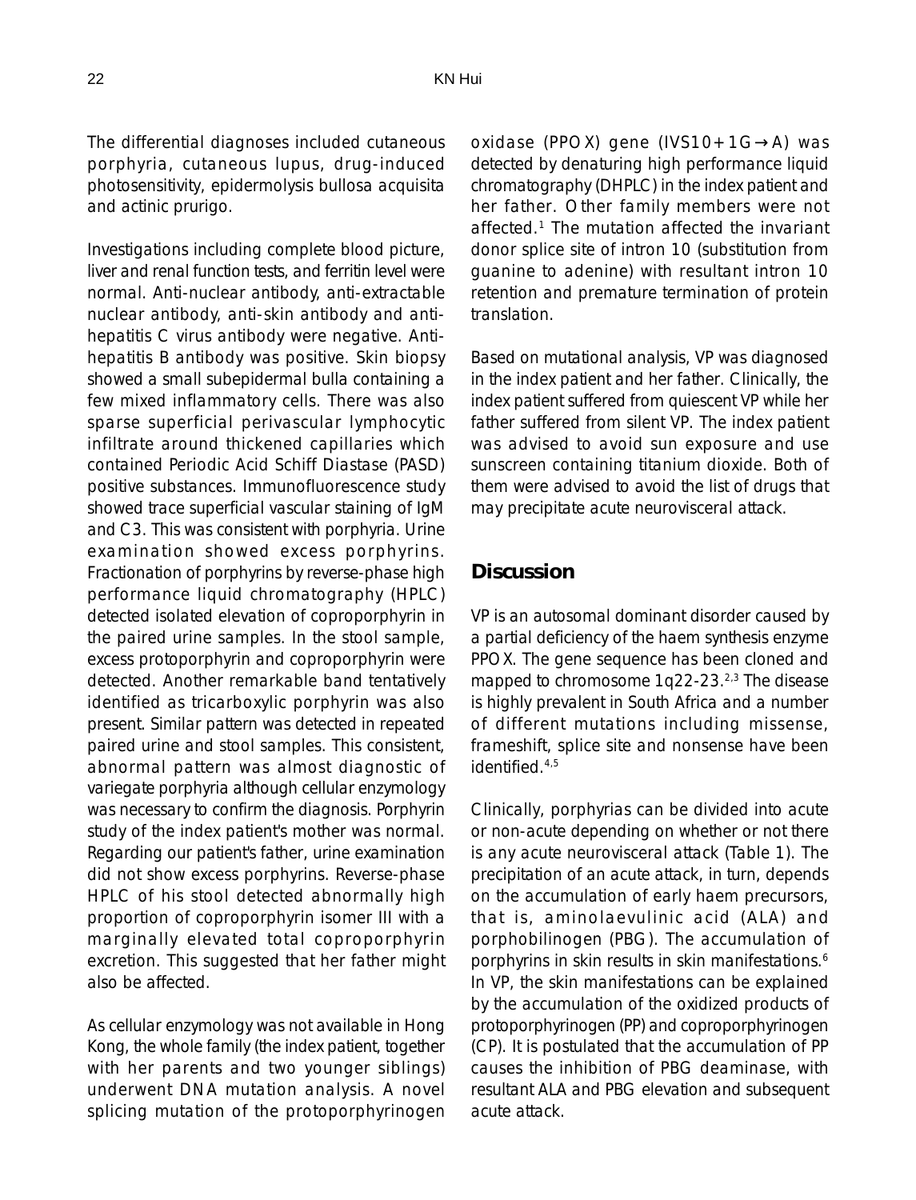The differential diagnoses included cutaneous porphyria, cutaneous lupus, drug-induced photosensitivity, epidermolysis bullosa acquisita and actinic prurigo.

Investigations including complete blood picture, liver and renal function tests, and ferritin level were normal. Anti-nuclear antibody, anti-extractable nuclear antibody, anti-skin antibody and anti-hepatitis C virus antibody were negative. Anti-hepatitis B antibody was positive. Skin biopsy showed a small subepidermal bulla containing a few mixed inflammatory cells. There was also sparse superficial perivascular lymphocytic infiltrate around thickened capillaries which contained Periodic Acid Schiff Diastase (PASD) positive substances. Immunofluorescence study showed trace superficial vascular staining of IgM and C3. This was consistent with porphyria. Urine examination showed excess porphyrins. Fractionation of porphyrins by reverse-phase high performance liquid chromatography (HPLC) detected isolated elevation of coproporphyrin in the paired urine samples. In the stool sample, excess protoporphyrin and coproporphyrin were detected. Another remarkable band tentatively identified as tricarboxylic porphyrin was also present. Similar pattern was detected in repeated paired urine and stool samples. This consistent, abnormal pattern was almost diagnostic of variegate porphyria although cellular enzymology was necessary to confirm the diagnosis. Porphyrin study of the index patient's mother was normal. Regarding our patient's father, urine examination did not show excess porphyrins. Reverse-phase HPLC of his stool detected abnormally high proportion of coproporphyrin isomer III with a marginally elevated total coproporphyrin excretion. This suggested that her father might also be affected.

As cellular enzymology was not available in Hong Kong, the whole family (the index patient, together with her parents and two younger siblings) underwent DNA mutation analysis. A novel splicing mutation of the protoporphyrinogen oxidase (PPOX) gene (IVS10+1G→A) was detected by denaturing high performance liquid chromatography (DHPLC) in the index patient and her father. Other family members were not affected.[1] The mutation affected the invariant donor splice site of intron 10 (substitution from guanine to adenine) with resultant intron 10 retention and premature termination of protein translation.

Based on mutational analysis, VP was diagnosed in the index patient and her father. Clinically, the index patient suffered from quiescent VP while her father suffered from silent VP. The index patient was advised to avoid sun exposure and use sunscreen containing titanium dioxide. Both of them were advised to avoid the list of drugs that may precipitate acute neurovisceral attack.

## Discussion

VP is an autosomal dominant disorder caused by a partial deficiency of the haem synthesis enzyme PPOX. The gene sequence has been cloned and mapped to chromosome 1q22-23.[2,3] The disease is highly prevalent in South Africa and a number of different mutations including missense, frameshift, splice site and nonsense have been identified.[4,5]

Clinically, porphyrias can be divided into acute or non-acute depending on whether or not there is any acute neurovisceral attack (Table 1). The precipitation of an acute attack, in turn, depends on the accumulation of early haem precursors, that is, aminolaevulinic acid (ALA) and porphobilinogen (PBG). The accumulation of porphyrins in skin results in skin manifestations.[6] In VP, the skin manifestations can be explained by the accumulation of the oxidized products of protoporphyrinogen (PP) and coproporphyrinogen (CP). It is postulated that the accumulation of PP causes the inhibition of PBG deaminase, with resultant ALA and PBG elevation and subsequent acute attack.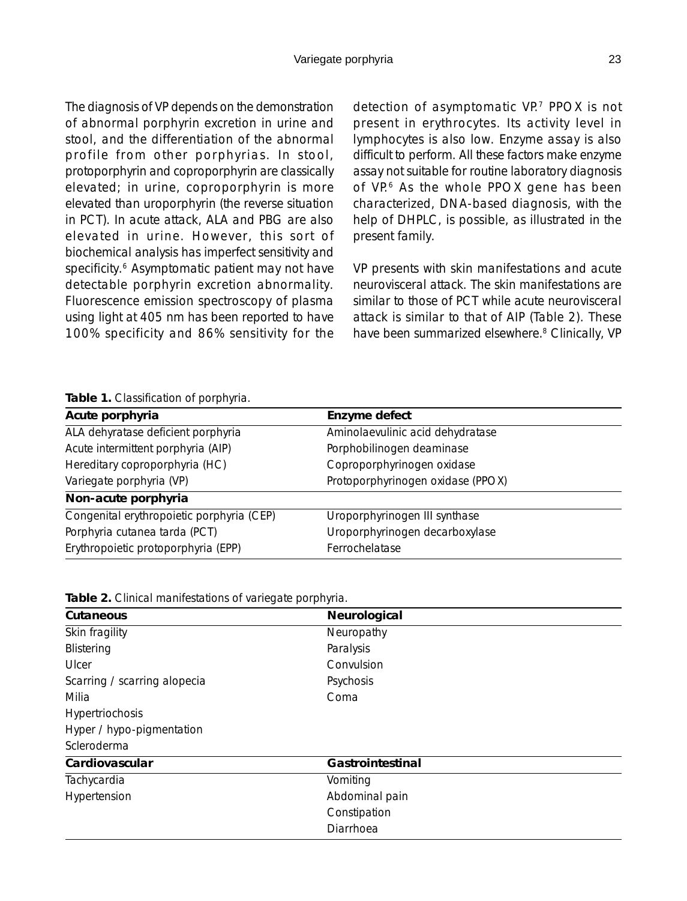The diagnosis of VP depends on the demonstration of abnormal porphyrin excretion in urine and stool, and the differentiation of the abnormal profile from other porphyrias. In stool, protoporphyrin and coproporphyrin are classically elevated; in urine, coproporphyrin is more elevated than uroporphyrin (the reverse situation in PCT). In acute attack, ALA and PBG are also elevated in urine. However, this sort of biochemical analysis has imperfect sensitivity and specificity.[6] Asymptomatic patient may not have detectable porphyrin excretion abnormality. Fluorescence emission spectroscopy of plasma using light at 405 nm has been reported to have 100% specificity and 86% sensitivity for the detection of asymptomatic VP.[7] PPOX is not present in erythrocytes. Its activity level in lymphocytes is also low. Enzyme assay is also difficult to perform. All these factors make enzyme assay not suitable for routine laboratory diagnosis of VP.[6] As the whole PPOX gene has been characterized, DNA-based diagnosis, with the help of DHPLC, is possible, as illustrated in the present family.

VP presents with skin manifestations and acute neurovisceral attack. The skin manifestations are similar to those of PCT while acute neurovisceral attack is similar to that of AIP (Table 2). These have been summarized elsewhere.[8] Clinically, VP

**Table 1.** Classification of porphyria.

| Acute porphyria | Enzyme defect |
|---|---|
| ALA dehyratase deficient porphyria | Aminolaevulinic acid dehydratase |
| Acute intermittent porphyria (AIP) | Porphobilinogen deaminase |
| Hereditary coproporphyria (HC) | Coproporphyrinogen oxidase |
| Variegate porphyria (VP) | Protoporphyrinogen oxidase (PPOX) |
| **Non-acute porphyria** | |
| Congenital erythropoietic porphyria (CEP) | Uroporphyrinogen III synthase |
| Porphyria cutanea tarda (PCT) | Uroporphyrinogen decarboxylase |
| Erythropoietic protoporphyria (EPP) | Ferrochelatase |

**Table 2.** Clinical manifestations of variegate porphyria.

| Cutaneous | Neurological |
|---|---|
| Skin fragility | Neuropathy |
| Blistering | Paralysis |
| Ulcer | Convulsion |
| Scarring / scarring alopecia | Psychosis |
| Milia | Coma |
| Hypertriochosis | |
| Hyper / hypo-pigmentation | |
| Scleroderma | |
| **Cardiovascular** | **Gastrointestinal** |
| Tachycardia | Vomiting |
| Hypertension | Abdominal pain |
| | Constipation |
| | Diarrhoea |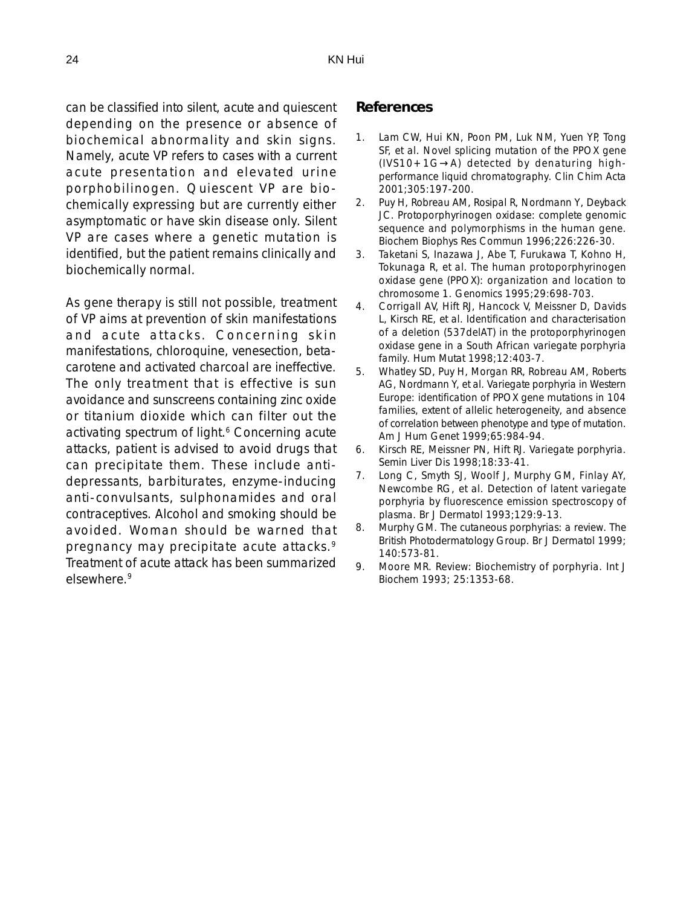can be classified into silent, acute and quiescent depending on the presence or absence of biochemical abnormality and skin signs. Namely, acute VP refers to cases with a current acute presentation and elevated urine porphobilinogen. Quiescent VP are biochemically expressing but are currently either asymptomatic or have skin disease only. Silent VP are cases where a genetic mutation is identified, but the patient remains clinically and biochemically normal.

As gene therapy is still not possible, treatment of VP aims at prevention of skin manifestations and acute attacks. Concerning skin manifestations, chloroquine, venesection, beta-carotene and activated charcoal are ineffective. The only treatment that is effective is sun avoidance and sunscreens containing zinc oxide or titanium dioxide which can filter out the activating spectrum of light.[6] Concerning acute attacks, patient is advised to avoid drugs that can precipitate them. These include anti-depressants, barbiturates, enzyme-inducing anti-convulsants, sulphonamides and oral contraceptives. Alcohol and smoking should be avoided. Woman should be warned that pregnancy may precipitate acute attacks.[9] Treatment of acute attack has been summarized elsewhere.[9]

## References

1. Lam CW, Hui KN, Poon PM, Luk NM, Yuen YP, Tong SF, et al. Novel splicing mutation of the PPOX gene (IVS10+1G→A) detected by denaturing high-performance liquid chromatography. Clin Chim Acta 2001;305:197-200.
2. Puy H, Robreau AM, Rosipal R, Nordmann Y, Deyback JC. Protoporphyrinogen oxidase: complete genomic sequence and polymorphisms in the human gene. Biochem Biophys Res Commun 1996;226:226-30.
3. Taketani S, Inazawa J, Abe T, Furukawa T, Kohno H, Tokunaga R, et al. The human protoporphyrinogen oxidase gene (PPOX): organization and location to chromosome 1. Genomics 1995;29:698-703.
4. Corrigall AV, Hift RJ, Hancock V, Meissner D, Davids L, Kirsch RE, et al. Identification and characterisation of a deletion (537delAT) in the protoporphyrinogen oxidase gene in a South African variegate porphyria family. Hum Mutat 1998;12:403-7.
5. Whatley SD, Puy H, Morgan RR, Robreau AM, Roberts AG, Nordmann Y, et al. Variegate porphyria in Western Europe: identification of PPOX gene mutations in 104 families, extent of allelic heterogeneity, and absence of correlation between phenotype and type of mutation. Am J Hum Genet 1999;65:984-94.
6. Kirsch RE, Meissner PN, Hift RJ. Variegate porphyria. Semin Liver Dis 1998;18:33-41.
7. Long C, Smyth SJ, Woolf J, Murphy GM, Finlay AY, Newcombe RG, et al. Detection of latent variegate porphyria by fluorescence emission spectroscopy of plasma. Br J Dermatol 1993;129:9-13.
8. Murphy GM. The cutaneous porphyrias: a review. The British Photodermatology Group. Br J Dermatol 1999; 140:573-81.
9. Moore MR. Review: Biochemistry of porphyria. Int J Biochem 1993; 25:1353-68.